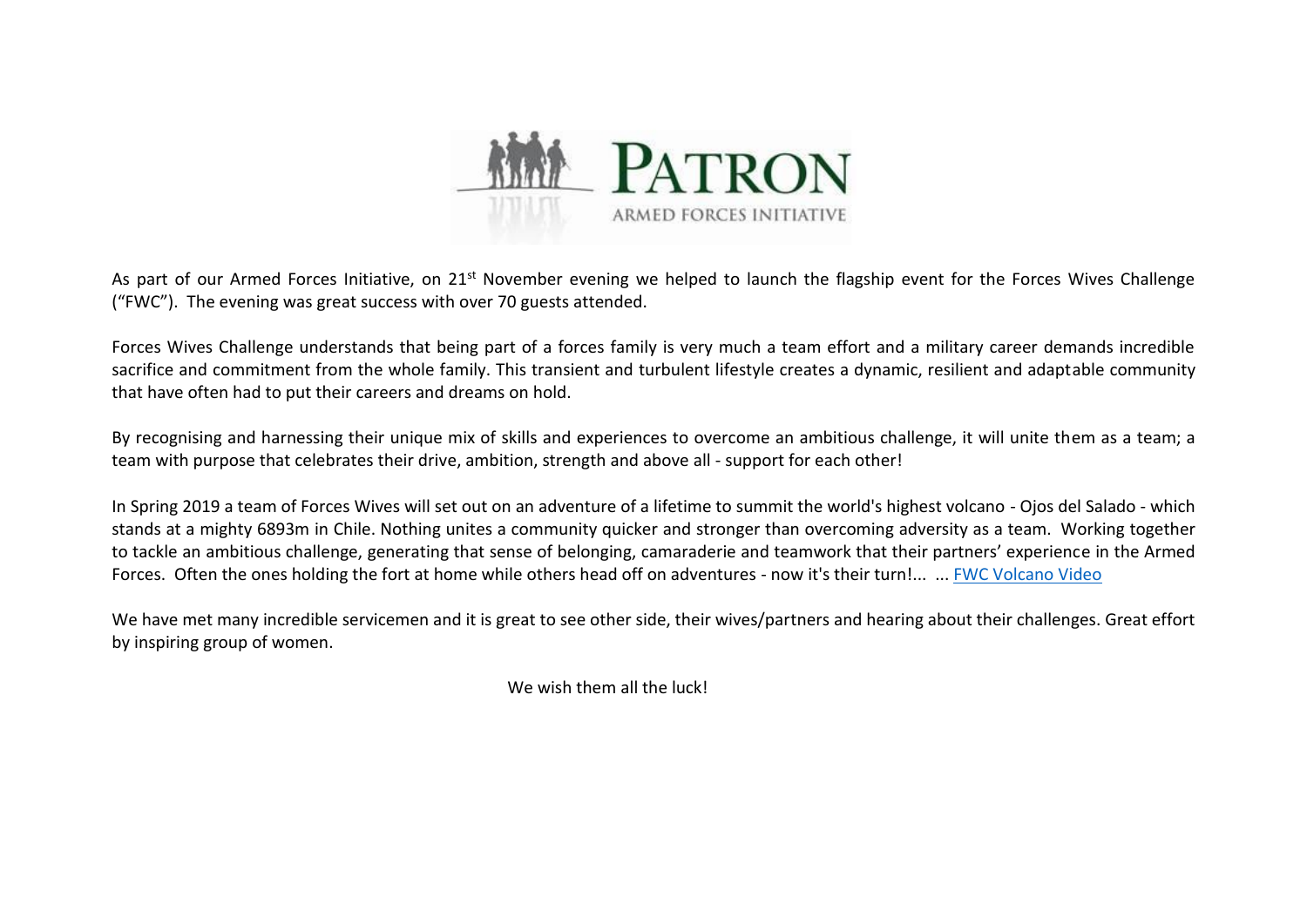# PATRON

ARMED FORCES INITIATIVE

As part of our Armed Forces Initiative, on 21st November evening we helped to launch the flagship event for the Forces Wives Challenge ("FWC"). The evening was great success with over 70 guests attended.

Forces Wives Challenge understands that being part of a forces family is very much a team effort and a military career demands incredible sacrifice and commitment from the whole family. This transient and turbulent lifestyle creates a dynamic, resilient and adaptable community that have often had to put their careers and dreams on hold.

By recognising and harnessing their unique mix of skills and experiences to overcome an ambitious challenge, it will unite them as a team; a team with purpose that celebrates their drive, ambition, strength and above all - support for each other!

In Spring 2019 a team of Forces Wives will set out on an adventure of a lifetime to summit the world's highest volcano - Ojos del Salado - which stands at a mighty 6893m in Chile. Nothing unites a community quicker and stronger than overcoming adversity as a team. Working together to tackle an ambitious challenge, generating that sense of belonging, camaraderie and teamwork that their partners' experience in the Armed Forces. Often the ones holding the fort at home while others head off on adventures - now it's their turn!... ... FWC Volcano Video

We have met many incredible servicemen and it is great to see other side, their wives/partners and hearing about their challenges. Great effort by inspiring group of women.

We wish them all the luck!